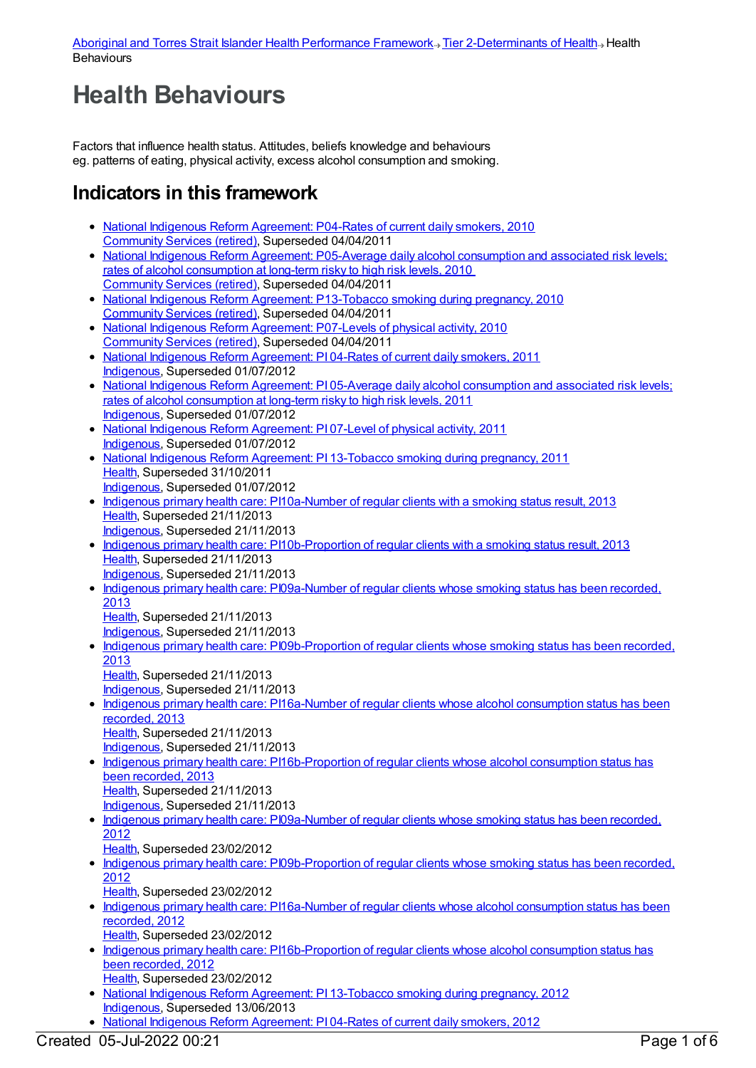Aboriginal and Torres Strait Islander Health Performance Framework → Tier 2-Determinants of Health → Health Behaviours

# Health Behaviours

Factors that influence health status. Attitudes, beliefs knowledge and behaviours eg. patterns of eating, physical activity, excess alcohol consumption and smoking.

## Indicators in this framework

- National Indigenous Reform Agreement: P04-Rates of current daily smokers, 2010
  Community Services (retired), Superseded 04/04/2011
- National Indigenous Reform Agreement: P05-Average daily alcohol consumption and associated risk levels; rates of alcohol consumption at long-term risky to high risk levels, 2010
  Community Services (retired), Superseded 04/04/2011
- National Indigenous Reform Agreement: P13-Tobacco smoking during pregnancy, 2010
  Community Services (retired), Superseded 04/04/2011
- National Indigenous Reform Agreement: P07-Levels of physical activity, 2010
  Community Services (retired), Superseded 04/04/2011
- National Indigenous Reform Agreement: PI 04-Rates of current daily smokers, 2011
  Indigenous, Superseded 01/07/2012
- National Indigenous Reform Agreement: PI 05-Average daily alcohol consumption and associated risk levels; rates of alcohol consumption at long-term risky to high risk levels, 2011
  Indigenous, Superseded 01/07/2012
- National Indigenous Reform Agreement: PI 07-Level of physical activity, 2011
  Indigenous, Superseded 01/07/2012
- National Indigenous Reform Agreement: PI 13-Tobacco smoking during pregnancy, 2011
  Health, Superseded 31/10/2011
  Indigenous, Superseded 01/07/2012
- Indigenous primary health care: PI10a-Number of regular clients with a smoking status result, 2013
  Health, Superseded 21/11/2013
  Indigenous, Superseded 21/11/2013
- Indigenous primary health care: PI10b-Proportion of regular clients with a smoking status result, 2013
  Health, Superseded 21/11/2013
  Indigenous, Superseded 21/11/2013
- Indigenous primary health care: PI09a-Number of regular clients whose smoking status has been recorded, 2013
  Health, Superseded 21/11/2013
  Indigenous, Superseded 21/11/2013
- Indigenous primary health care: PI09b-Proportion of regular clients whose smoking status has been recorded, 2013
  Health, Superseded 21/11/2013
  Indigenous, Superseded 21/11/2013
- Indigenous primary health care: PI16a-Number of regular clients whose alcohol consumption status has been recorded, 2013
  Health, Superseded 21/11/2013
  Indigenous, Superseded 21/11/2013
- Indigenous primary health care: PI16b-Proportion of regular clients whose alcohol consumption status has been recorded, 2013
  Health, Superseded 21/11/2013
  Indigenous, Superseded 21/11/2013
- Indigenous primary health care: PI09a-Number of regular clients whose smoking status has been recorded, 2012
  Health, Superseded 23/02/2012
- Indigenous primary health care: PI09b-Proportion of regular clients whose smoking status has been recorded, 2012
  Health, Superseded 23/02/2012
- Indigenous primary health care: PI16a-Number of regular clients whose alcohol consumption status has been recorded, 2012
  Health, Superseded 23/02/2012
- Indigenous primary health care: PI16b-Proportion of regular clients whose alcohol consumption status has been recorded, 2012
  Health, Superseded 23/02/2012
- National Indigenous Reform Agreement: PI 13-Tobacco smoking during pregnancy, 2012
  Indigenous, Superseded 13/06/2013
- National Indigenous Reform Agreement: PI 04-Rates of current daily smokers, 2012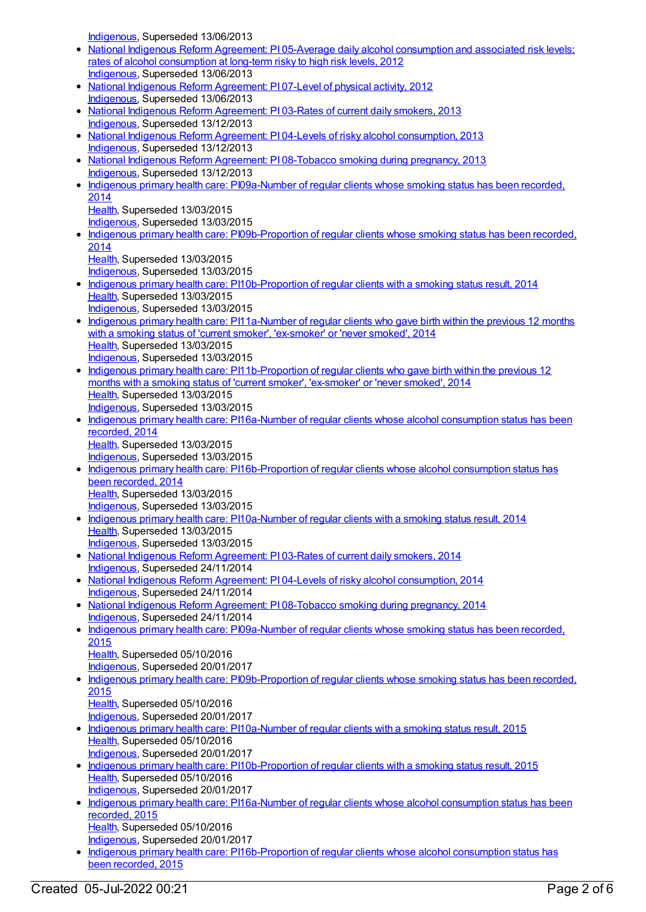Indigenous, Superseded 13/06/2013

- National Indigenous Reform Agreement: PI 05-Average daily alcohol consumption and associated risk levels; rates of alcohol consumption at long-term risky to high risk levels, 2012
  Indigenous, Superseded 13/06/2013
- National Indigenous Reform Agreement: PI 07-Level of physical activity, 2012
  Indigenous, Superseded 13/06/2013
- National Indigenous Reform Agreement: PI 03-Rates of current daily smokers, 2013
  Indigenous, Superseded 13/12/2013
- National Indigenous Reform Agreement: PI 04-Levels of risky alcohol consumption, 2013
  Indigenous, Superseded 13/12/2013
- National Indigenous Reform Agreement: PI 08-Tobacco smoking during pregnancy, 2013
  Indigenous, Superseded 13/12/2013
- Indigenous primary health care: PI09a-Number of regular clients whose smoking status has been recorded, 2014
  Health, Superseded 13/03/2015
  Indigenous, Superseded 13/03/2015
- Indigenous primary health care: PI09b-Proportion of regular clients whose smoking status has been recorded, 2014
  Health, Superseded 13/03/2015
  Indigenous, Superseded 13/03/2015
- Indigenous primary health care: PI10b-Proportion of regular clients with a smoking status result, 2014
  Health, Superseded 13/03/2015
  Indigenous, Superseded 13/03/2015
- Indigenous primary health care: PI11a-Number of regular clients who gave birth within the previous 12 months with a smoking status of 'current smoker', 'ex-smoker' or 'never smoked', 2014
  Health, Superseded 13/03/2015
  Indigenous, Superseded 13/03/2015
- Indigenous primary health care: PI11b-Proportion of regular clients who gave birth within the previous 12 months with a smoking status of 'current smoker', 'ex-smoker' or 'never smoked', 2014
  Health, Superseded 13/03/2015
  Indigenous, Superseded 13/03/2015
- Indigenous primary health care: PI16a-Number of regular clients whose alcohol consumption status has been recorded, 2014
  Health, Superseded 13/03/2015
  Indigenous, Superseded 13/03/2015
- Indigenous primary health care: PI16b-Proportion of regular clients whose alcohol consumption status has been recorded, 2014
  Health, Superseded 13/03/2015
  Indigenous, Superseded 13/03/2015
- Indigenous primary health care: PI10a-Number of regular clients with a smoking status result, 2014
  Health, Superseded 13/03/2015
  Indigenous, Superseded 13/03/2015
- National Indigenous Reform Agreement: PI 03-Rates of current daily smokers, 2014
  Indigenous, Superseded 24/11/2014
- National Indigenous Reform Agreement: PI 04-Levels of risky alcohol consumption, 2014
  Indigenous, Superseded 24/11/2014
- National Indigenous Reform Agreement: PI 08-Tobacco smoking during pregnancy, 2014
  Indigenous, Superseded 24/11/2014
- Indigenous primary health care: PI09a-Number of regular clients whose smoking status has been recorded, 2015
  Health, Superseded 05/10/2016
  Indigenous, Superseded 20/01/2017
- Indigenous primary health care: PI09b-Proportion of regular clients whose smoking status has been recorded, 2015
  Health, Superseded 05/10/2016
  Indigenous, Superseded 20/01/2017
- Indigenous primary health care: PI10a-Number of regular clients with a smoking status result, 2015
  Health, Superseded 05/10/2016
  Indigenous, Superseded 20/01/2017
- Indigenous primary health care: PI10b-Proportion of regular clients with a smoking status result, 2015
  Health, Superseded 05/10/2016
  Indigenous, Superseded 20/01/2017
- Indigenous primary health care: PI16a-Number of regular clients whose alcohol consumption status has been recorded, 2015
  Health, Superseded 05/10/2016
  Indigenous, Superseded 20/01/2017
- Indigenous primary health care: PI16b-Proportion of regular clients whose alcohol consumption status has been recorded, 2015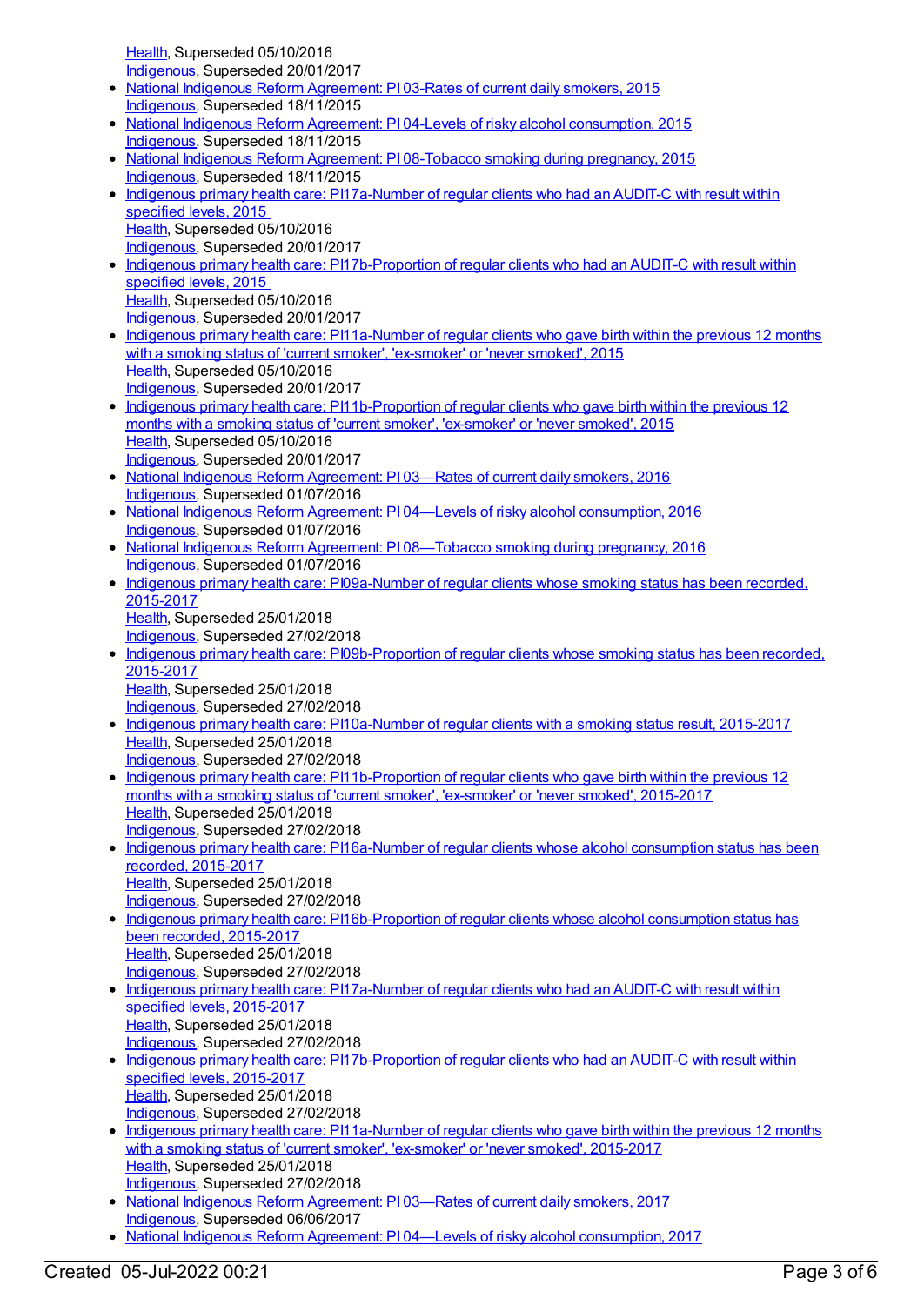Health, Superseded 05/10/2016
Indigenous, Superseded 20/01/2017

- National Indigenous Reform Agreement: PI 03-Rates of current daily smokers, 2015
Indigenous, Superseded 18/11/2015
- National Indigenous Reform Agreement: PI 04-Levels of risky alcohol consumption, 2015
Indigenous, Superseded 18/11/2015
- National Indigenous Reform Agreement: PI 08-Tobacco smoking during pregnancy, 2015
Indigenous, Superseded 18/11/2015
- Indigenous primary health care: PI17a-Number of regular clients who had an AUDIT-C with result within specified levels, 2015
Health, Superseded 05/10/2016
Indigenous, Superseded 20/01/2017
- Indigenous primary health care: PI17b-Proportion of regular clients who had an AUDIT-C with result within specified levels, 2015
Health, Superseded 05/10/2016
Indigenous, Superseded 20/01/2017
- Indigenous primary health care: PI11a-Number of regular clients who gave birth within the previous 12 months with a smoking status of 'current smoker', 'ex-smoker' or 'never smoked', 2015
Health, Superseded 05/10/2016
Indigenous, Superseded 20/01/2017
- Indigenous primary health care: PI11b-Proportion of regular clients who gave birth within the previous 12 months with a smoking status of 'current smoker', 'ex-smoker' or 'never smoked', 2015
Health, Superseded 05/10/2016
Indigenous, Superseded 20/01/2017
- National Indigenous Reform Agreement: PI 03—Rates of current daily smokers, 2016
Indigenous, Superseded 01/07/2016
- National Indigenous Reform Agreement: PI 04—Levels of risky alcohol consumption, 2016
Indigenous, Superseded 01/07/2016
- National Indigenous Reform Agreement: PI 08—Tobacco smoking during pregnancy, 2016
Indigenous, Superseded 01/07/2016
- Indigenous primary health care: PI09a-Number of regular clients whose smoking status has been recorded, 2015-2017
Health, Superseded 25/01/2018
Indigenous, Superseded 27/02/2018
- Indigenous primary health care: PI09b-Proportion of regular clients whose smoking status has been recorded, 2015-2017
Health, Superseded 25/01/2018
Indigenous, Superseded 27/02/2018
- Indigenous primary health care: PI10a-Number of regular clients with a smoking status result, 2015-2017
Health, Superseded 25/01/2018
Indigenous, Superseded 27/02/2018
- Indigenous primary health care: PI11b-Proportion of regular clients who gave birth within the previous 12 months with a smoking status of 'current smoker', 'ex-smoker' or 'never smoked', 2015-2017
Health, Superseded 25/01/2018
Indigenous, Superseded 27/02/2018
- Indigenous primary health care: PI16a-Number of regular clients whose alcohol consumption status has been recorded, 2015-2017
Health, Superseded 25/01/2018
Indigenous, Superseded 27/02/2018
- Indigenous primary health care: PI16b-Proportion of regular clients whose alcohol consumption status has been recorded, 2015-2017
Health, Superseded 25/01/2018
Indigenous, Superseded 27/02/2018
- Indigenous primary health care: PI17a-Number of regular clients who had an AUDIT-C with result within specified levels, 2015-2017
Health, Superseded 25/01/2018
Indigenous, Superseded 27/02/2018
- Indigenous primary health care: PI17b-Proportion of regular clients who had an AUDIT-C with result within specified levels, 2015-2017
Health, Superseded 25/01/2018
Indigenous, Superseded 27/02/2018
- Indigenous primary health care: PI11a-Number of regular clients who gave birth within the previous 12 months with a smoking status of 'current smoker', 'ex-smoker' or 'never smoked', 2015-2017
Health, Superseded 25/01/2018
Indigenous, Superseded 27/02/2018
- National Indigenous Reform Agreement: PI 03—Rates of current daily smokers, 2017
Indigenous, Superseded 06/06/2017
- National Indigenous Reform Agreement: PI 04—Levels of risky alcohol consumption, 2017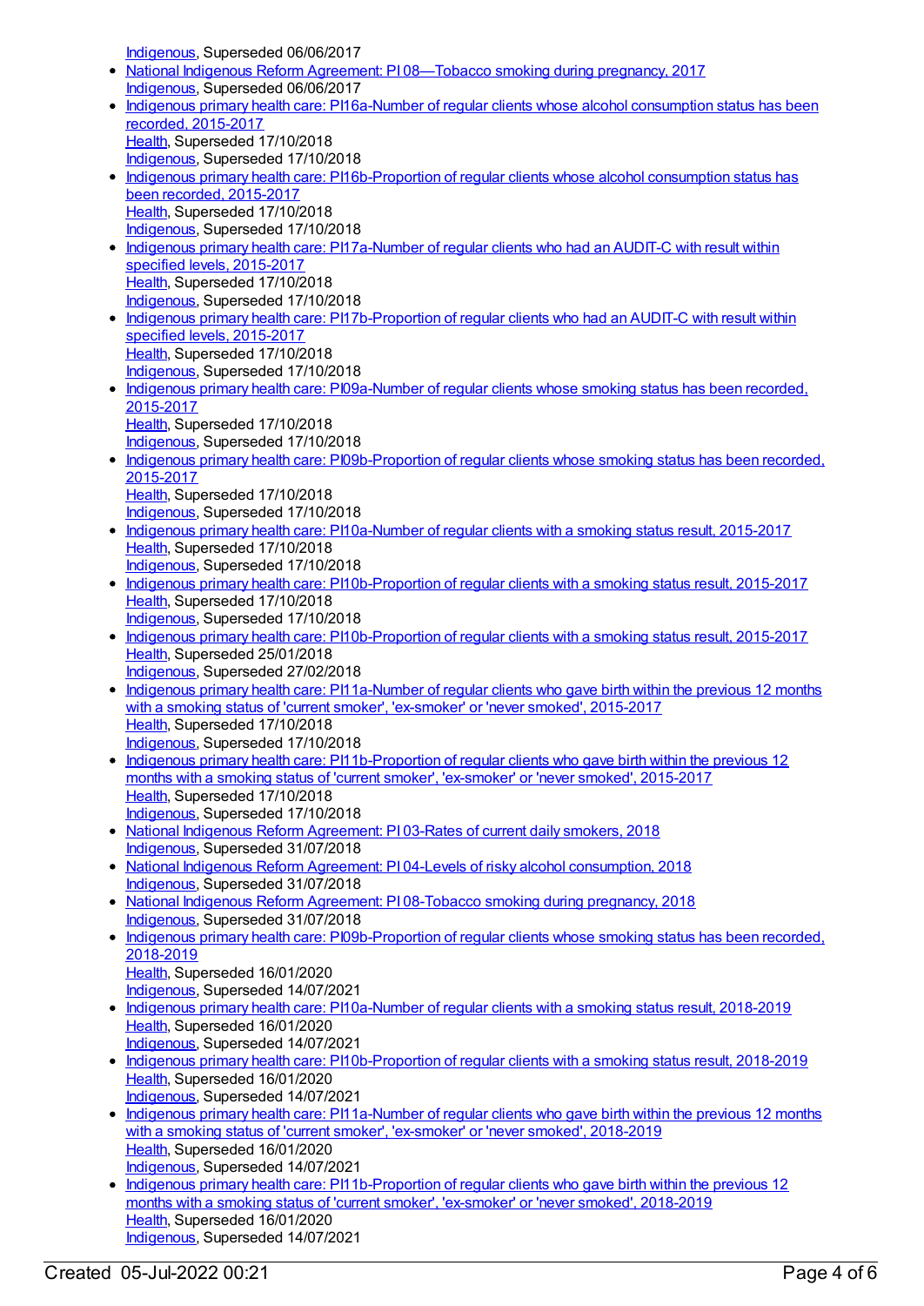Indigenous, Superseded 06/06/2017
- National Indigenous Reform Agreement: PI 08—Tobacco smoking during pregnancy, 2017
  Indigenous, Superseded 06/06/2017
- Indigenous primary health care: PI16a-Number of regular clients whose alcohol consumption status has been recorded, 2015-2017
  Health, Superseded 17/10/2018
  Indigenous, Superseded 17/10/2018
- Indigenous primary health care: PI16b-Proportion of regular clients whose alcohol consumption status has been recorded, 2015-2017
  Health, Superseded 17/10/2018
  Indigenous, Superseded 17/10/2018
- Indigenous primary health care: PI17a-Number of regular clients who had an AUDIT-C with result within specified levels, 2015-2017
  Health, Superseded 17/10/2018
  Indigenous, Superseded 17/10/2018
- Indigenous primary health care: PI17b-Proportion of regular clients who had an AUDIT-C with result within specified levels, 2015-2017
  Health, Superseded 17/10/2018
  Indigenous, Superseded 17/10/2018
- Indigenous primary health care: PI09a-Number of regular clients whose smoking status has been recorded, 2015-2017
  Health, Superseded 17/10/2018
  Indigenous, Superseded 17/10/2018
- Indigenous primary health care: PI09b-Proportion of regular clients whose smoking status has been recorded, 2015-2017
  Health, Superseded 17/10/2018
  Indigenous, Superseded 17/10/2018
- Indigenous primary health care: PI10a-Number of regular clients with a smoking status result, 2015-2017
  Health, Superseded 17/10/2018
  Indigenous, Superseded 17/10/2018
- Indigenous primary health care: PI10b-Proportion of regular clients with a smoking status result, 2015-2017
  Health, Superseded 17/10/2018
  Indigenous, Superseded 17/10/2018
- Indigenous primary health care: PI10b-Proportion of regular clients with a smoking status result, 2015-2017
  Health, Superseded 25/01/2018
  Indigenous, Superseded 27/02/2018
- Indigenous primary health care: PI11a-Number of regular clients who gave birth within the previous 12 months with a smoking status of 'current smoker', 'ex-smoker' or 'never smoked', 2015-2017
  Health, Superseded 17/10/2018
  Indigenous, Superseded 17/10/2018
- Indigenous primary health care: PI11b-Proportion of regular clients who gave birth within the previous 12 months with a smoking status of 'current smoker', 'ex-smoker' or 'never smoked', 2015-2017
  Health, Superseded 17/10/2018
  Indigenous, Superseded 17/10/2018
- National Indigenous Reform Agreement: PI 03-Rates of current daily smokers, 2018
  Indigenous, Superseded 31/07/2018
- National Indigenous Reform Agreement: PI 04-Levels of risky alcohol consumption, 2018
  Indigenous, Superseded 31/07/2018
- National Indigenous Reform Agreement: PI 08-Tobacco smoking during pregnancy, 2018
  Indigenous, Superseded 31/07/2018
- Indigenous primary health care: PI09b-Proportion of regular clients whose smoking status has been recorded, 2018-2019
  Health, Superseded 16/01/2020
  Indigenous, Superseded 14/07/2021
- Indigenous primary health care: PI10a-Number of regular clients with a smoking status result, 2018-2019
  Health, Superseded 16/01/2020
  Indigenous, Superseded 14/07/2021
- Indigenous primary health care: PI10b-Proportion of regular clients with a smoking status result, 2018-2019
  Health, Superseded 16/01/2020
  Indigenous, Superseded 14/07/2021
- Indigenous primary health care: PI11a-Number of regular clients who gave birth within the previous 12 months with a smoking status of 'current smoker', 'ex-smoker' or 'never smoked', 2018-2019
  Health, Superseded 16/01/2020
  Indigenous, Superseded 14/07/2021
- Indigenous primary health care: PI11b-Proportion of regular clients who gave birth within the previous 12 months with a smoking status of 'current smoker', 'ex-smoker' or 'never smoked', 2018-2019
  Health, Superseded 16/01/2020
  Indigenous, Superseded 14/07/2021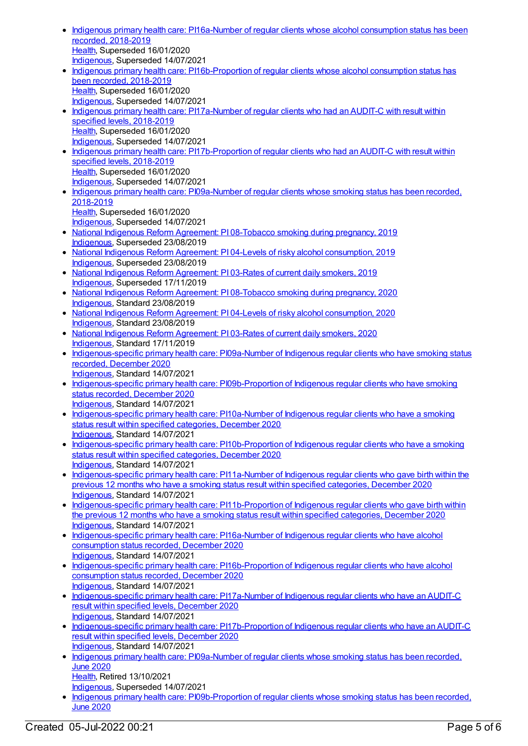- [Indigenous primary health care: PI16a-Number of regular clients whose alcohol consumption status has been recorded, 2018-2019](#)
  [Health](#), Superseded 16/01/2020
  [Indigenous](#), Superseded 14/07/2021
- [Indigenous primary health care: PI16b-Proportion of regular clients whose alcohol consumption status has been recorded, 2018-2019](#)
  [Health](#), Superseded 16/01/2020
  [Indigenous](#), Superseded 14/07/2021
- [Indigenous primary health care: PI17a-Number of regular clients who had an AUDIT-C with result within specified levels, 2018-2019](#)
  [Health](#), Superseded 16/01/2020
  [Indigenous](#), Superseded 14/07/2021
- [Indigenous primary health care: PI17b-Proportion of regular clients who had an AUDIT-C with result within specified levels, 2018-2019](#)
  [Health](#), Superseded 16/01/2020
  [Indigenous](#), Superseded 14/07/2021
- [Indigenous primary health care: PI09a-Number of regular clients whose smoking status has been recorded, 2018-2019](#)
  [Health](#), Superseded 16/01/2020
  [Indigenous](#), Superseded 14/07/2021
- [National Indigenous Reform Agreement: PI 08-Tobacco smoking during pregnancy, 2019](#)
  [Indigenous](#), Superseded 23/08/2019
- [National Indigenous Reform Agreement: PI 04-Levels of risky alcohol consumption, 2019](#)
  [Indigenous](#), Superseded 23/08/2019
- [National Indigenous Reform Agreement: PI 03-Rates of current daily smokers, 2019](#)
  [Indigenous](#), Superseded 17/11/2019
- [National Indigenous Reform Agreement: PI 08-Tobacco smoking during pregnancy, 2020](#)
  [Indigenous](#), Standard 23/08/2019
- [National Indigenous Reform Agreement: PI 04-Levels of risky alcohol consumption, 2020](#)
  [Indigenous](#), Standard 23/08/2019
- [National Indigenous Reform Agreement: PI 03-Rates of current daily smokers, 2020](#)
  [Indigenous](#), Standard 17/11/2019
- [Indigenous-specific primary health care: PI09a-Number of Indigenous regular clients who have smoking status recorded, December 2020](#)
  [Indigenous](#), Standard 14/07/2021
- [Indigenous-specific primary health care: PI09b-Proportion of Indigenous regular clients who have smoking status recorded, December 2020](#)
  [Indigenous](#), Standard 14/07/2021
- [Indigenous-specific primary health care: PI10a-Number of Indigenous regular clients who have a smoking status result within specified categories, December 2020](#)
  [Indigenous](#), Standard 14/07/2021
- [Indigenous-specific primary health care: PI10b-Proportion of Indigenous regular clients who have a smoking status result within specified categories, December 2020](#)
  [Indigenous](#), Standard 14/07/2021
- [Indigenous-specific primary health care: PI11a-Number of Indigenous regular clients who gave birth within the previous 12 months who have a smoking status result within specified categories, December 2020](#)
  [Indigenous](#), Standard 14/07/2021
- [Indigenous-specific primary health care: PI11b-Proportion of Indigenous regular clients who gave birth within the previous 12 months who have a smoking status result within specified categories, December 2020](#)
  [Indigenous](#), Standard 14/07/2021
- [Indigenous-specific primary health care: PI16a-Number of Indigenous regular clients who have alcohol consumption status recorded, December 2020](#)
  [Indigenous](#), Standard 14/07/2021
- [Indigenous-specific primary health care: PI16b-Proportion of Indigenous regular clients who have alcohol consumption status recorded, December 2020](#)
  [Indigenous](#), Standard 14/07/2021
- [Indigenous-specific primary health care: PI17a-Number of Indigenous regular clients who have an AUDIT-C result within specified levels, December 2020](#)
  [Indigenous](#), Standard 14/07/2021
- [Indigenous-specific primary health care: PI17b-Proportion of Indigenous regular clients who have an AUDIT-C result within specified levels, December 2020](#)
  [Indigenous](#), Standard 14/07/2021
- [Indigenous primary health care: PI09a-Number of regular clients whose smoking status has been recorded, June 2020](#)
  [Health](#), Retired 13/10/2021
  [Indigenous](#), Superseded 14/07/2021
- [Indigenous primary health care: PI09b-Proportion of regular clients whose smoking status has been recorded, June 2020](#)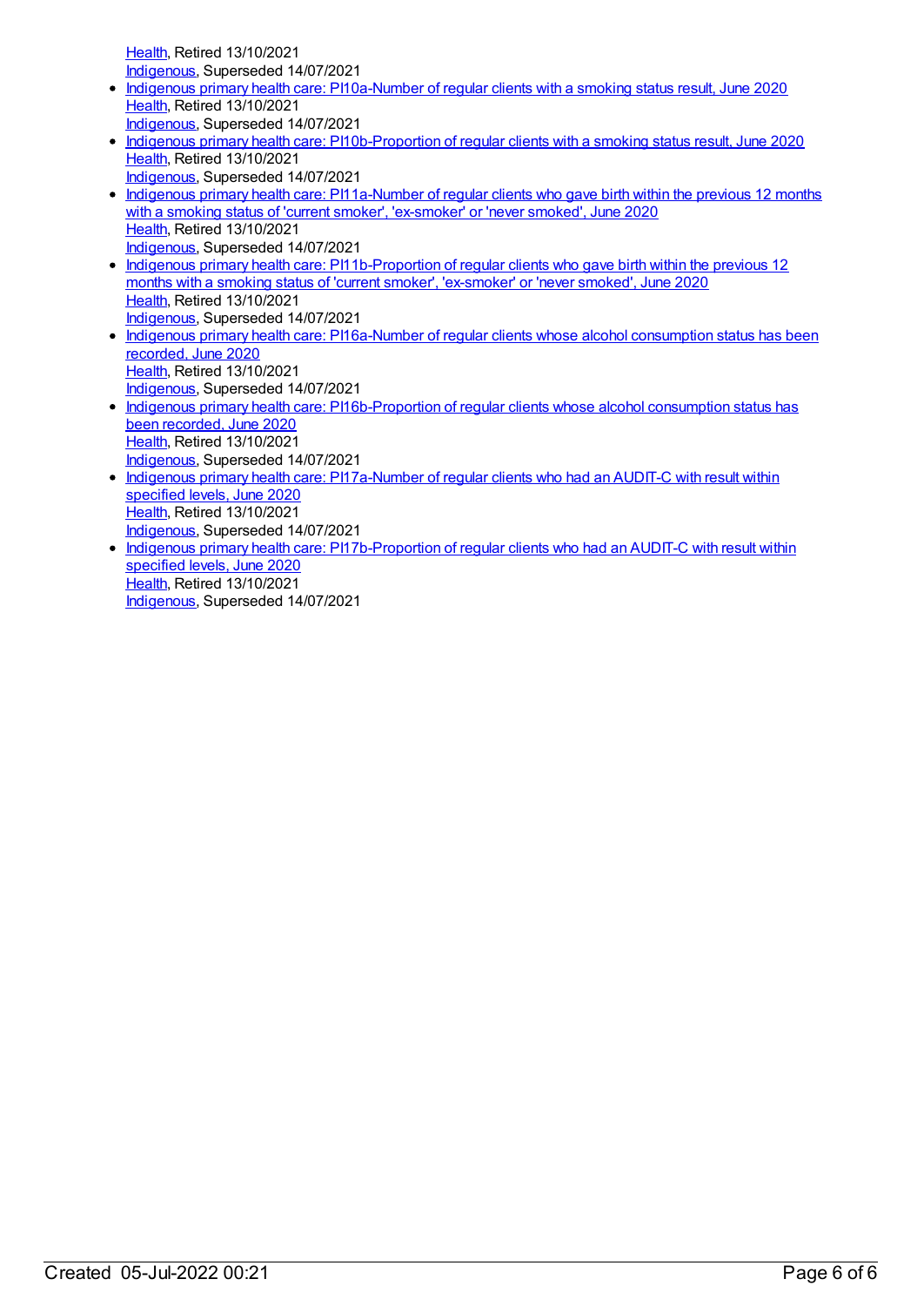Health, Retired 13/10/2021

Indigenous, Superseded 14/07/2021

- Indigenous primary health care: PI10a-Number of regular clients with a smoking status result, June 2020
  Health, Retired 13/10/2021
  Indigenous, Superseded 14/07/2021
- Indigenous primary health care: PI10b-Proportion of regular clients with a smoking status result, June 2020
  Health, Retired 13/10/2021
  Indigenous, Superseded 14/07/2021
- Indigenous primary health care: PI11a-Number of regular clients who gave birth within the previous 12 months with a smoking status of 'current smoker', 'ex-smoker' or 'never smoked', June 2020
  Health, Retired 13/10/2021
  Indigenous, Superseded 14/07/2021
- Indigenous primary health care: PI11b-Proportion of regular clients who gave birth within the previous 12 months with a smoking status of 'current smoker', 'ex-smoker' or 'never smoked', June 2020
  Health, Retired 13/10/2021
  Indigenous, Superseded 14/07/2021
- Indigenous primary health care: PI16a-Number of regular clients whose alcohol consumption status has been recorded, June 2020
  Health, Retired 13/10/2021
  Indigenous, Superseded 14/07/2021
- Indigenous primary health care: PI16b-Proportion of regular clients whose alcohol consumption status has been recorded, June 2020
  Health, Retired 13/10/2021
  Indigenous, Superseded 14/07/2021
- Indigenous primary health care: PI17a-Number of regular clients who had an AUDIT-C with result within specified levels, June 2020
  Health, Retired 13/10/2021
  Indigenous, Superseded 14/07/2021
- Indigenous primary health care: PI17b-Proportion of regular clients who had an AUDIT-C with result within specified levels, June 2020
  Health, Retired 13/10/2021
  Indigenous, Superseded 14/07/2021